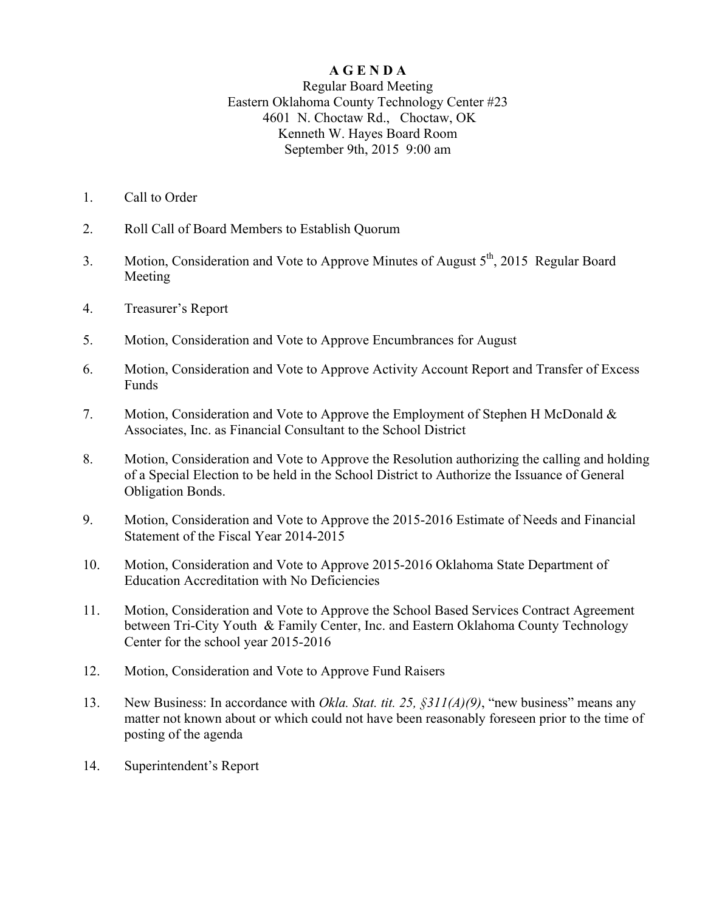# AGENDA

Regular Board Meeting
Eastern Oklahoma County Technology Center #23
4601 N. Choctaw Rd., Choctaw, OK
Kenneth W. Hayes Board Room
September 9th, 2015 9:00 am

1. Call to Order
2. Roll Call of Board Members to Establish Quorum
3. Motion, Consideration and Vote to Approve Minutes of August 5th, 2015 Regular Board Meeting
4. Treasurer's Report
5. Motion, Consideration and Vote to Approve Encumbrances for August
6. Motion, Consideration and Vote to Approve Activity Account Report and Transfer of Excess Funds
7. Motion, Consideration and Vote to Approve the Employment of Stephen H McDonald & Associates, Inc. as Financial Consultant to the School District
8. Motion, Consideration and Vote to Approve the Resolution authorizing the calling and holding of a Special Election to be held in the School District to Authorize the Issuance of General Obligation Bonds.
9. Motion, Consideration and Vote to Approve the 2015-2016 Estimate of Needs and Financial Statement of the Fiscal Year 2014-2015
10. Motion, Consideration and Vote to Approve 2015-2016 Oklahoma State Department of Education Accreditation with No Deficiencies
11. Motion, Consideration and Vote to Approve the School Based Services Contract Agreement between Tri-City Youth & Family Center, Inc. and Eastern Oklahoma County Technology Center for the school year 2015-2016
12. Motion, Consideration and Vote to Approve Fund Raisers
13. New Business: In accordance with *Okla. Stat. tit. 25, §311(A)(9)*, "new business" means any matter not known about or which could not have been reasonably foreseen prior to the time of posting of the agenda
14. Superintendent's Report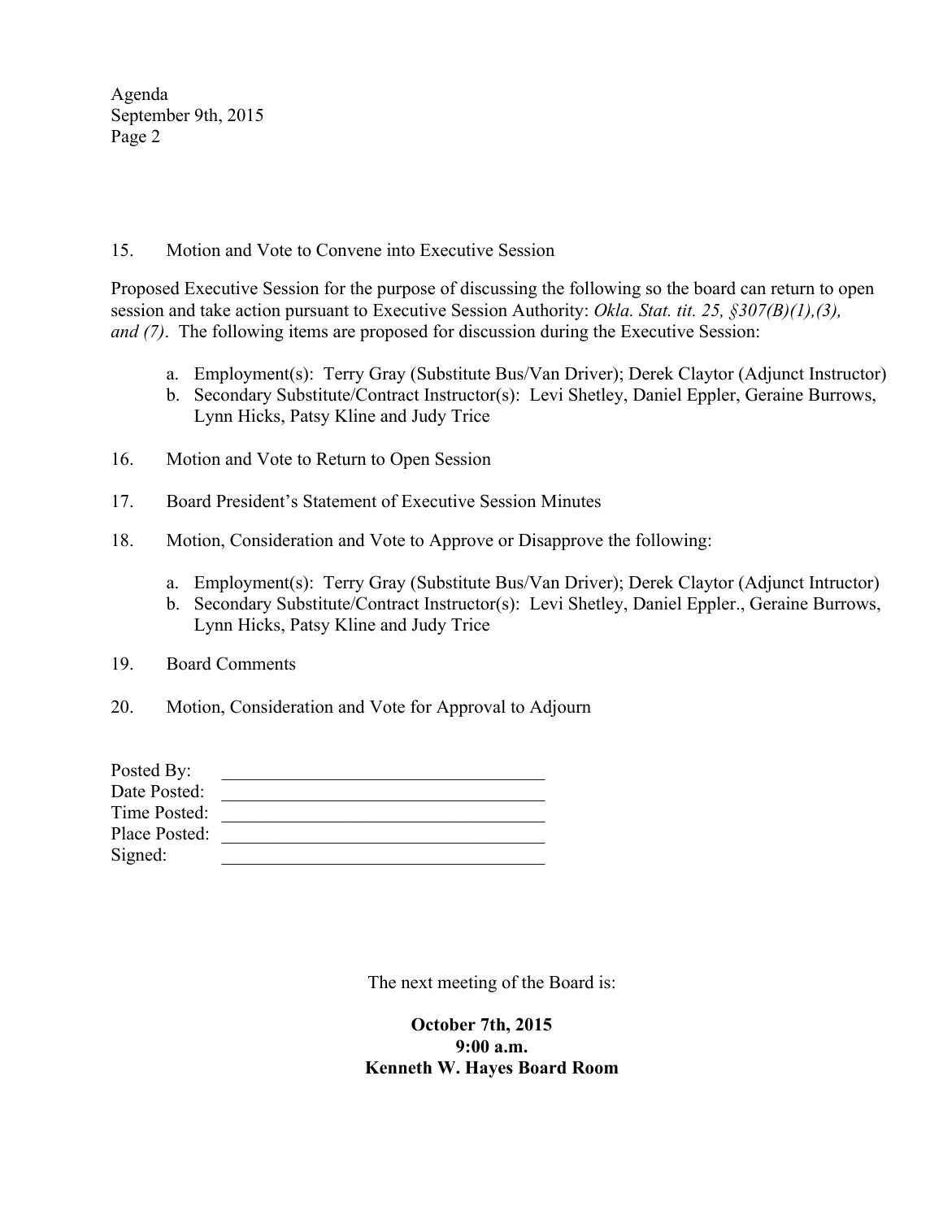15. Motion and Vote to Convene into Executive Session

Proposed Executive Session for the purpose of discussing the following so the board can return to open session and take action pursuant to Executive Session Authority: *Okla. Stat. tit. 25, §307(B)(1),(3), and (7)*. The following items are proposed for discussion during the Executive Session:

   a. Employment(s): Terry Gray (Substitute Bus/Van Driver); Derek Claytor (Adjunct Instructor)
   b. Secondary Substitute/Contract Instructor(s): Levi Shetley, Daniel Eppler, Geraine Burrows, Lynn Hicks, Patsy Kline and Judy Trice

16. Motion and Vote to Return to Open Session

17. Board President's Statement of Executive Session Minutes

18. Motion, Consideration and Vote to Approve or Disapprove the following:

   a. Employment(s): Terry Gray (Substitute Bus/Van Driver); Derek Claytor (Adjunct Intructor)
   b. Secondary Substitute/Contract Instructor(s): Levi Shetley, Daniel Eppler., Geraine Burrows, Lynn Hicks, Patsy Kline and Judy Trice

19. Board Comments

20. Motion, Consideration and Vote for Approval to Adjourn

Posted By: ___________________________________
Date Posted: ___________________________________
Time Posted: ___________________________________
Place Posted: ___________________________________
Signed: ___________________________________

The next meeting of the Board is:

**October 7th, 2015**
**9:00 a.m.**
**Kenneth W. Hayes Board Room**